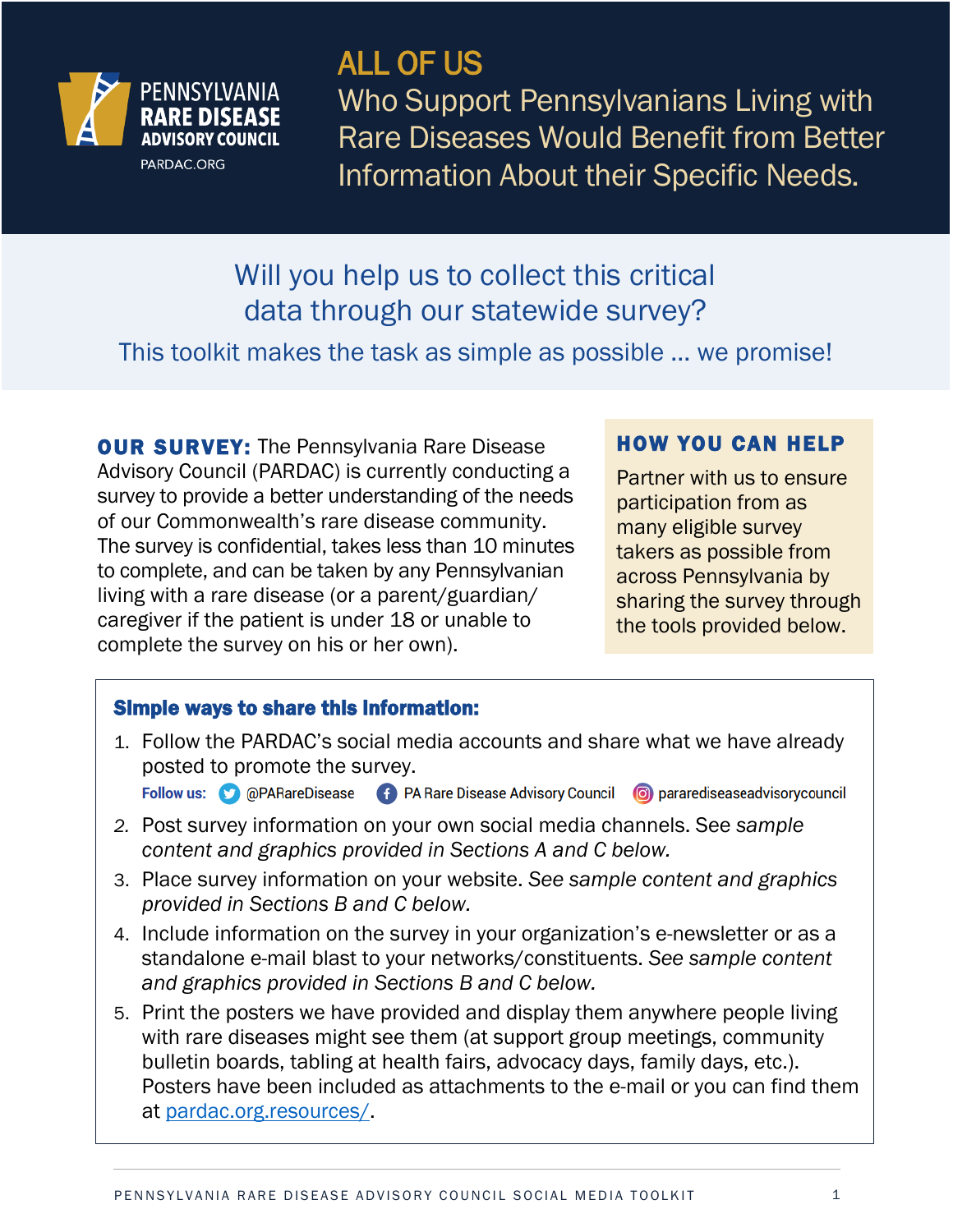PENNSYLVANIA RARE DISEASE ADVISORY COUNCIL

PARDAC.ORG

# ALL OF US

## Who Support Pennsylvanians Living with Rare Diseases Would Benefit from Better Information About their Specific Needs.

## Will you help us to collect this critical data through our statewide survey?

This toolkit makes the task as simple as possible … we promise!

**OUR SURVEY:** The Pennsylvania Rare Disease Advisory Council (PARDAC) is currently conducting a survey to provide a better understanding of the needs of our Commonwealth's rare disease community. The survey is confidential, takes less than 10 minutes to complete, and can be taken by any Pennsylvanian living with a rare disease (or a parent/guardian/ caregiver if the patient is under 18 or unable to complete the survey on his or her own).

**HOW YOU CAN HELP**

Partner with us to ensure participation from as many eligible survey takers as possible from across Pennsylvania by sharing the survey through the tools provided below.

### Simple ways to share this information:

1. Follow the PARDAC's social media accounts and share what we have already posted to promote the survey.

   **Follow us:** @PARareDisease | PA Rare Disease Advisory Council | pararediseaseadvisorycouncil

2. Post survey information on your own social media channels. See *sample content and graphics provided in Sections A and C below.*
3. Place survey information on your website. *See sample content and graphics provided in Sections B and C below.*
4. Include information on the survey in your organization's e-newsletter or as a standalone e-mail blast to your networks/constituents. *See sample content and graphics provided in Sections B and C below.*
5. Print the posters we have provided and display them anywhere people living with rare diseases might see them (at support group meetings, community bulletin boards, tabling at health fairs, advocacy days, family days, etc.). Posters have been included as attachments to the e-mail or you can find them at pardac.org.resources/.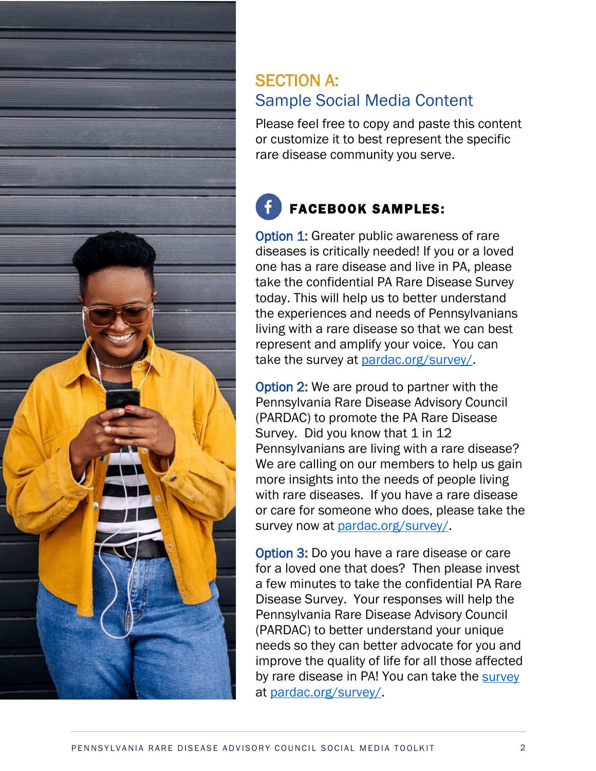## SECTION A:
## Sample Social Media Content

Please feel free to copy and paste this content or customize it to best represent the specific rare disease community you serve.

### FACEBOOK SAMPLES:

**Option 1:** Greater public awareness of rare diseases is critically needed! If you or a loved one has a rare disease and live in PA, please take the confidential PA Rare Disease Survey today. This will help us to better understand the experiences and needs of Pennsylvanians living with a rare disease so that we can best represent and amplify your voice. You can take the survey at [pardac.org/survey/](pardac.org/survey/).

**Option 2:** We are proud to partner with the Pennsylvania Rare Disease Advisory Council (PARDAC) to promote the PA Rare Disease Survey. Did you know that 1 in 12 Pennsylvanians are living with a rare disease? We are calling on our members to help us gain more insights into the needs of people living with rare diseases. If you have a rare disease or care for someone who does, please take the survey now at [pardac.org/survey/](pardac.org/survey/).

**Option 3:** Do you have a rare disease or care for a loved one that does? Then please invest a few minutes to take the confidential PA Rare Disease Survey. Your responses will help the Pennsylvania Rare Disease Advisory Council (PARDAC) to better understand your unique needs so they can better advocate for you and improve the quality of life for all those affected by rare disease in PA! You can take the survey at [pardac.org/survey/](pardac.org/survey/).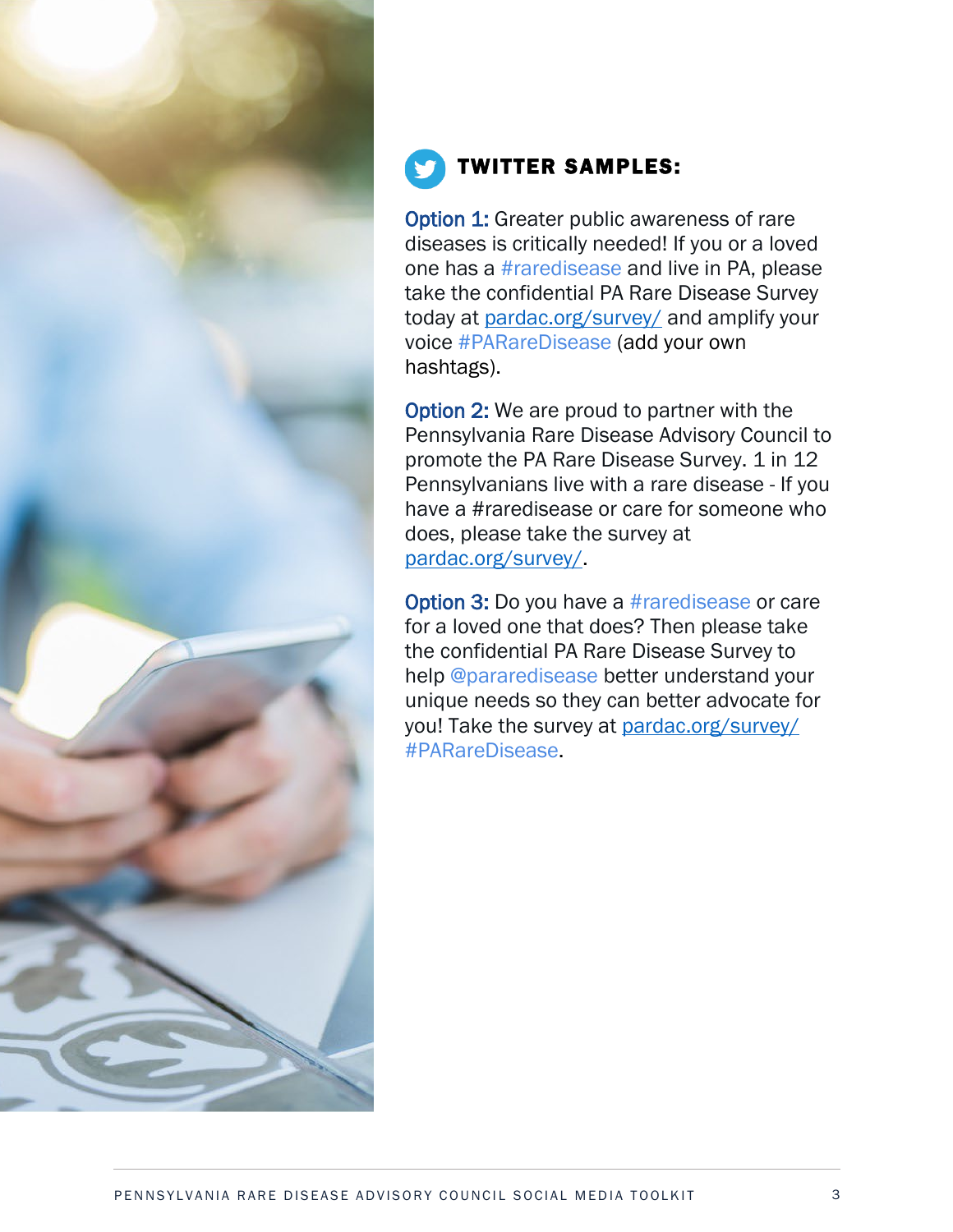## TWITTER SAMPLES:

**Option 1:** Greater public awareness of rare diseases is critically needed! If you or a loved one has a #raredisease and live in PA, please take the confidential PA Rare Disease Survey today at pardac.org/survey/ and amplify your voice #PARareDisease (add your own hashtags).

**Option 2:** We are proud to partner with the Pennsylvania Rare Disease Advisory Council to promote the PA Rare Disease Survey. 1 in 12 Pennsylvanians live with a rare disease - If you have a #raredisease or care for someone who does, please take the survey at pardac.org/survey/.

**Option 3:** Do you have a #raredisease or care for a loved one that does? Then please take the confidential PA Rare Disease Survey to help @pararedisease better understand your unique needs so they can better advocate for you! Take the survey at pardac.org/survey/ #PARareDisease.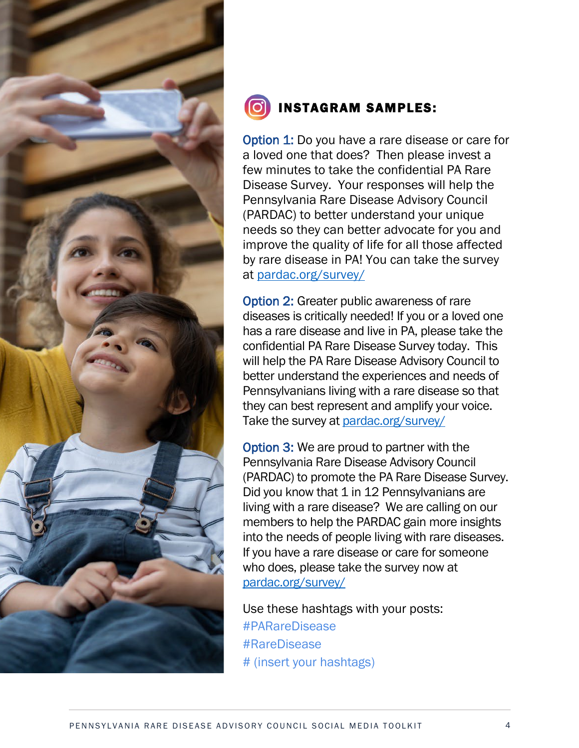## INSTAGRAM SAMPLES:

**Option 1:** Do you have a rare disease or care for a loved one that does? Then please invest a few minutes to take the confidential PA Rare Disease Survey. Your responses will help the Pennsylvania Rare Disease Advisory Council (PARDAC) to better understand your unique needs so they can better advocate for you and improve the quality of life for all those affected by rare disease in PA! You can take the survey at pardac.org/survey/

**Option 2:** Greater public awareness of rare diseases is critically needed! If you or a loved one has a rare disease and live in PA, please take the confidential PA Rare Disease Survey today. This will help the PA Rare Disease Advisory Council to better understand the experiences and needs of Pennsylvanians living with a rare disease so that they can best represent and amplify your voice. Take the survey at pardac.org/survey/

**Option 3:** We are proud to partner with the Pennsylvania Rare Disease Advisory Council (PARDAC) to promote the PA Rare Disease Survey. Did you know that 1 in 12 Pennsylvanians are living with a rare disease? We are calling on our members to help the PARDAC gain more insights into the needs of people living with rare diseases. If you have a rare disease or care for someone who does, please take the survey now at pardac.org/survey/

Use these hashtags with your posts:

#PARareDisease

#RareDisease

# (insert your hashtags)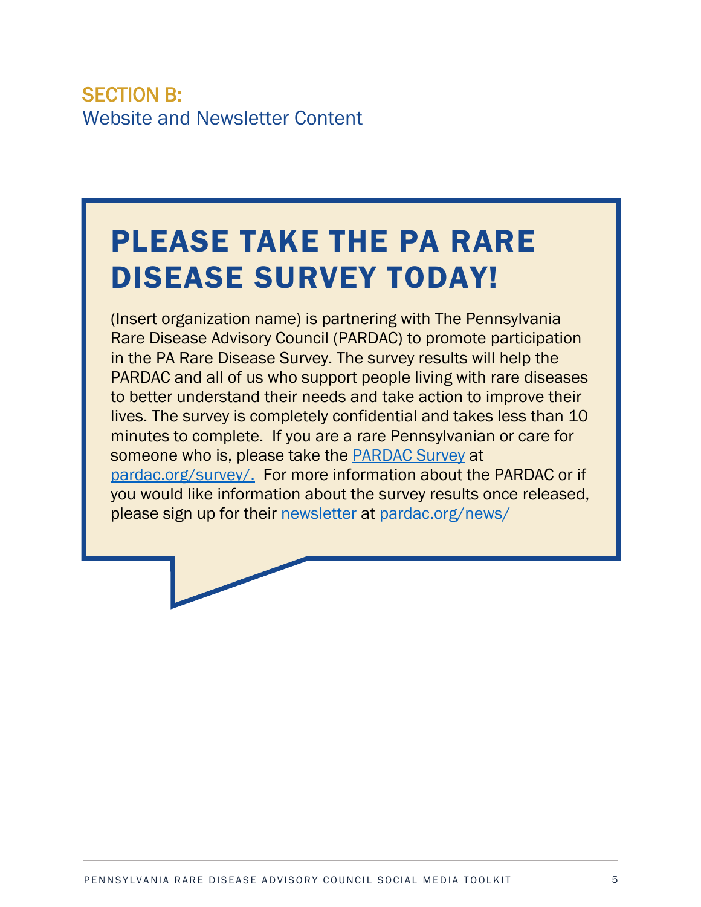## SECTION B:
Website and Newsletter Content

# PLEASE TAKE THE PA RARE DISEASE SURVEY TODAY!

(Insert organization name) is partnering with The Pennsylvania Rare Disease Advisory Council (PARDAC) to promote participation in the PA Rare Disease Survey. The survey results will help the PARDAC and all of us who support people living with rare diseases to better understand their needs and take action to improve their lives. The survey is completely confidential and takes less than 10 minutes to complete. If you are a rare Pennsylvanian or care for someone who is, please take the PARDAC Survey at pardac.org/survey/. For more information about the PARDAC or if you would like information about the survey results once released, please sign up for their newsletter at pardac.org/news/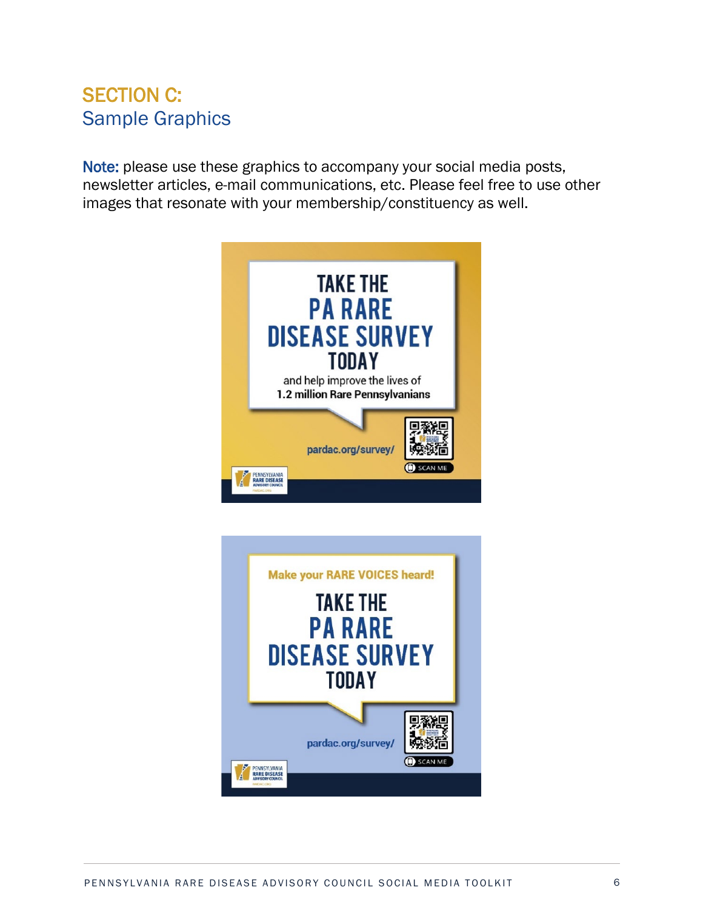## SECTION C:
## Sample Graphics

**Note:** please use these graphics to accompany your social media posts, newsletter articles, e-mail communications, etc. Please feel free to use other images that resonate with your membership/constituency as well.

TAKE THE PA RARE DISEASE SURVEY TODAY

and help improve the lives of **1.2 million Rare Pennsylvanians**

pardac.org/survey/

SCAN ME

PENNSYLVANIA RARE DISEASE ADVISORY COUNCIL

Make your RARE VOICES heard!

TAKE THE PA RARE DISEASE SURVEY TODAY

pardac.org/survey/

SCAN ME

PENNSYLVANIA RARE DISEASE ADVISORY COUNCIL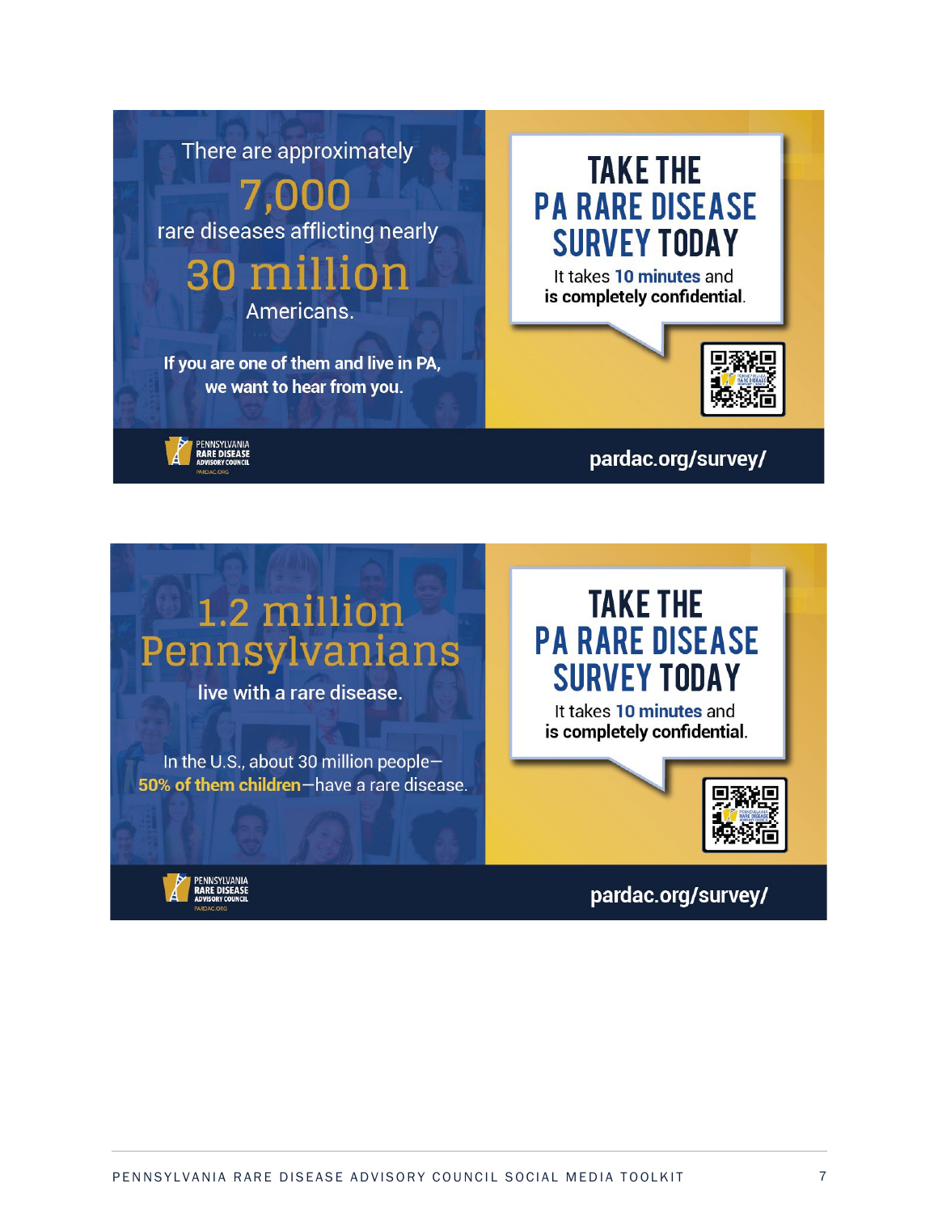There are approximately

7,000

rare diseases afflicting nearly

30 million

Americans.

**If you are one of them and live in PA, we want to hear from you.**

PENNSYLVANIA RARE DISEASE ADVISORY COUNCIL

PARDAC.ORG

**TAKE THE PA RARE DISEASE SURVEY TODAY**

It takes **10 minutes** and **is completely confidential**.

**pardac.org/survey/**

---

1.2 million Pennsylvanians

live with a rare disease.

In the U.S., about 30 million people—**50% of them children**—have a rare disease.

PENNSYLVANIA RARE DISEASE ADVISORY COUNCIL

PARDAC.ORG

**TAKE THE PA RARE DISEASE SURVEY TODAY**

It takes **10 minutes** and **is completely confidential**.

**pardac.org/survey/**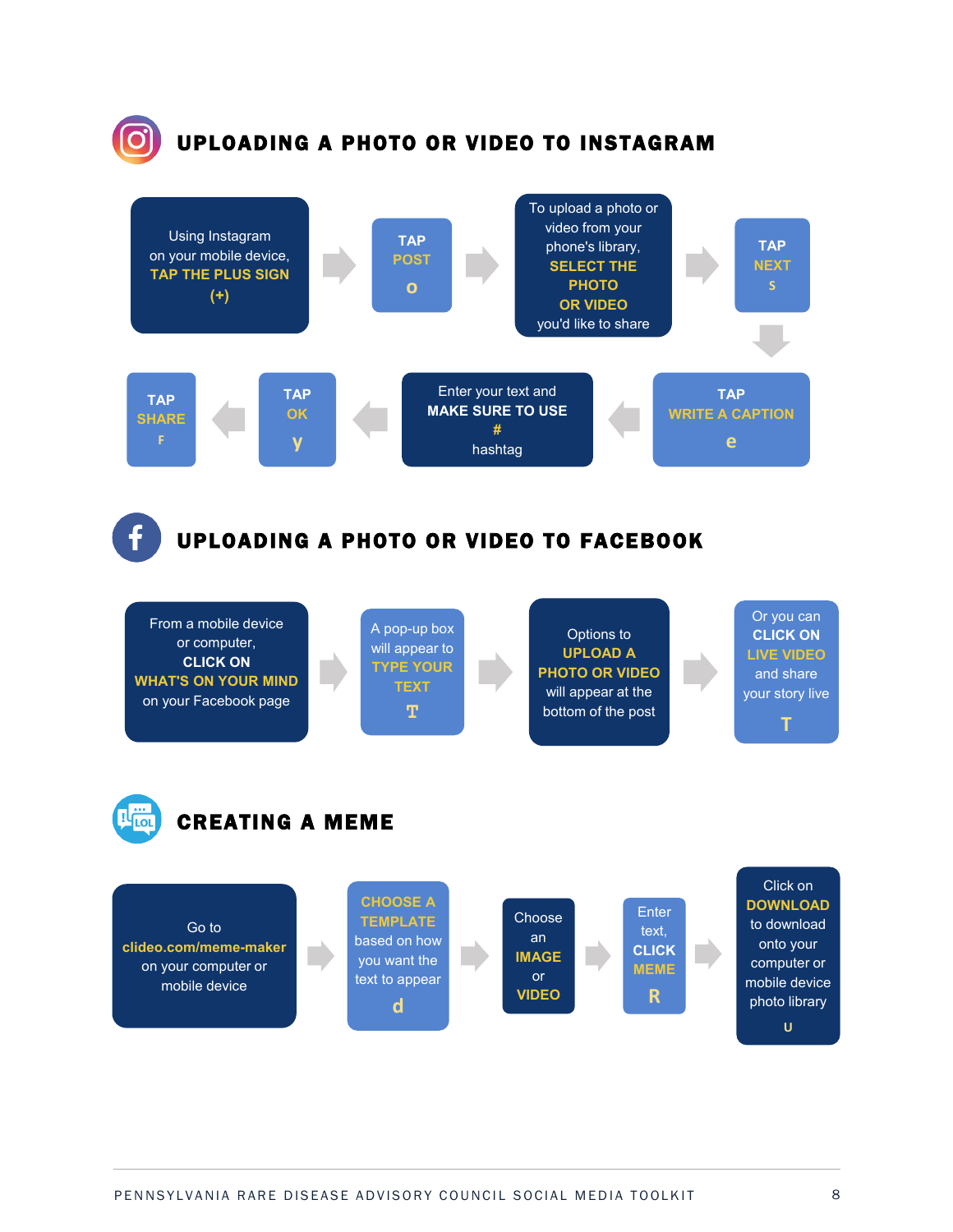## UPLOADING A PHOTO OR VIDEO TO INSTAGRAM

1. Using Instagram on your mobile device, **TAP THE PLUS SIGN (+)**
2. **TAP POST**
   o
3. To upload a photo or video from your phone's library, **SELECT THE PHOTO OR VIDEO** you'd like to share
4. **TAP NEXT**
   s
5. **TAP WRITE A CAPTION**
   e
6. Enter your text and **MAKE SURE TO USE # hashtag**
7. **TAP OK**
   y
8. **TAP SHARE**
   F

## UPLOADING A PHOTO OR VIDEO TO FACEBOOK

1. From a mobile device or computer, **CLICK ON WHAT'S ON YOUR MIND** on your Facebook page
2. A pop-up box will appear to **TYPE YOUR TEXT**
   T
3. Options to **UPLOAD A PHOTO OR VIDEO** will appear at the bottom of the post
4. Or you can **CLICK ON LIVE VIDEO** and share your story live
   T

## CREATING A MEME

1. Go to **clideo.com/meme-maker** on your computer or mobile device
2. **CHOOSE A TEMPLATE** based on how you want the text to appear
   d
3. Choose an **IMAGE** or **VIDEO**
4. Enter text, **CLICK MEME**
   R
5. Click on **DOWNLOAD** to download onto your computer or mobile device photo library
   U